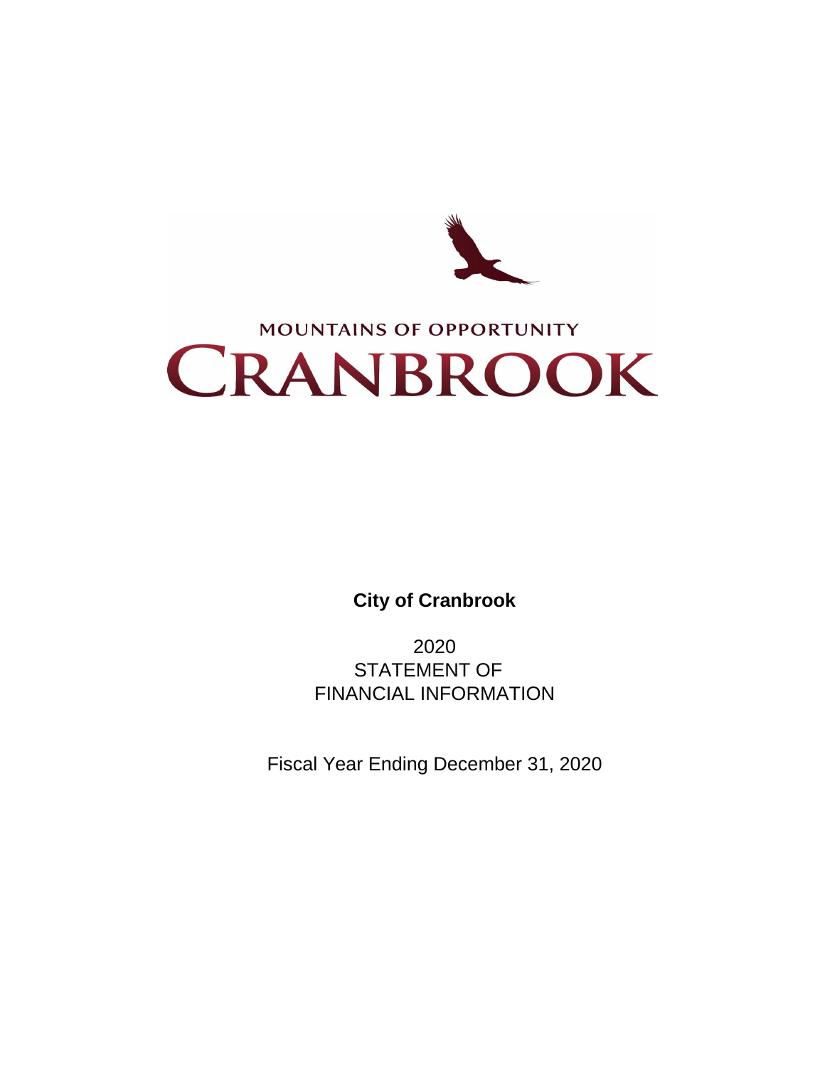MOUNTAINS OF OPPORTUNITY

# CRANBROOK

**City of Cranbrook**

2020
STATEMENT OF
FINANCIAL INFORMATION

Fiscal Year Ending December 31, 2020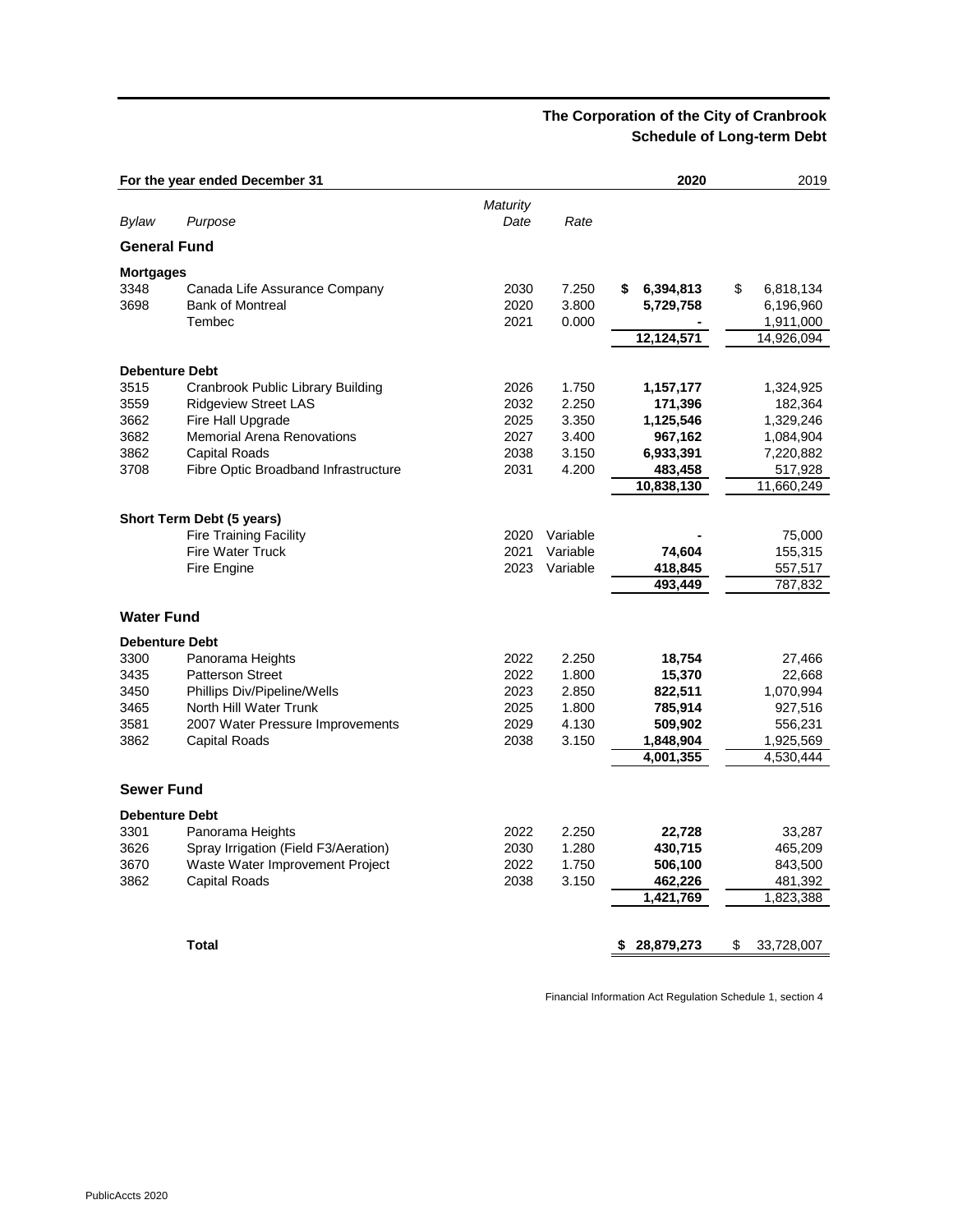# The Corporation of the City of Cranbrook
## Schedule of Long-term Debt

| For the year ended December 31 | | | | **2020** | 2019 |
|---|---|---|---|---|---|
| *Bylaw* | *Purpose* | *Maturity Date* | *Rate* | | |
| **General Fund** | | | | | |
| **Mortgages** | | | | | |
| 3348 | Canada Life Assurance Company | 2030 | 7.250 | **$ 6,394,813** | $ 6,818,134 |
| 3698 | Bank of Montreal | 2020 | 3.800 | **5,729,758** | 6,196,960 |
| | Tembec | 2021 | 0.000 | **-** | 1,911,000 |
| | | | | **12,124,571** | 14,926,094 |
| **Debenture Debt** | | | | | |
| 3515 | Cranbrook Public Library Building | 2026 | 1.750 | **1,157,177** | 1,324,925 |
| 3559 | Ridgeview Street LAS | 2032 | 2.250 | **171,396** | 182,364 |
| 3662 | Fire Hall Upgrade | 2025 | 3.350 | **1,125,546** | 1,329,246 |
| 3682 | Memorial Arena Renovations | 2027 | 3.400 | **967,162** | 1,084,904 |
| 3862 | Capital Roads | 2038 | 3.150 | **6,933,391** | 7,220,882 |
| 3708 | Fibre Optic Broadband Infrastructure | 2031 | 4.200 | **483,458** | 517,928 |
| | | | | **10,838,130** | 11,660,249 |
| **Short Term Debt (5 years)** | | | | | |
| | Fire Training Facility | 2020 | Variable | **-** | 75,000 |
| | Fire Water Truck | 2021 | Variable | **74,604** | 155,315 |
| | Fire Engine | 2023 | Variable | **418,845** | 557,517 |
| | | | | **493,449** | 787,832 |
| **Water Fund** | | | | | |
| **Debenture Debt** | | | | | |
| 3300 | Panorama Heights | 2022 | 2.250 | **18,754** | 27,466 |
| 3435 | Patterson Street | 2022 | 1.800 | **15,370** | 22,668 |
| 3450 | Phillips Div/Pipeline/Wells | 2023 | 2.850 | **822,511** | 1,070,994 |
| 3465 | North Hill Water Trunk | 2025 | 1.800 | **785,914** | 927,516 |
| 3581 | 2007 Water Pressure Improvements | 2029 | 4.130 | **509,902** | 556,231 |
| 3862 | Capital Roads | 2038 | 3.150 | **1,848,904** | 1,925,569 |
| | | | | **4,001,355** | 4,530,444 |
| **Sewer Fund** | | | | | |
| **Debenture Debt** | | | | | |
| 3301 | Panorama Heights | 2022 | 2.250 | **22,728** | 33,287 |
| 3626 | Spray Irrigation (Field F3/Aeration) | 2030 | 1.280 | **430,715** | 465,209 |
| 3670 | Waste Water Improvement Project | 2022 | 1.750 | **506,100** | 843,500 |
| 3862 | Capital Roads | 2038 | 3.150 | **462,226** | 481,392 |
| | | | | **1,421,769** | 1,823,388 |
| | **Total** | | | **$ 28,879,273** | $ 33,728,007 |

Financial Information Act Regulation Schedule 1, section 4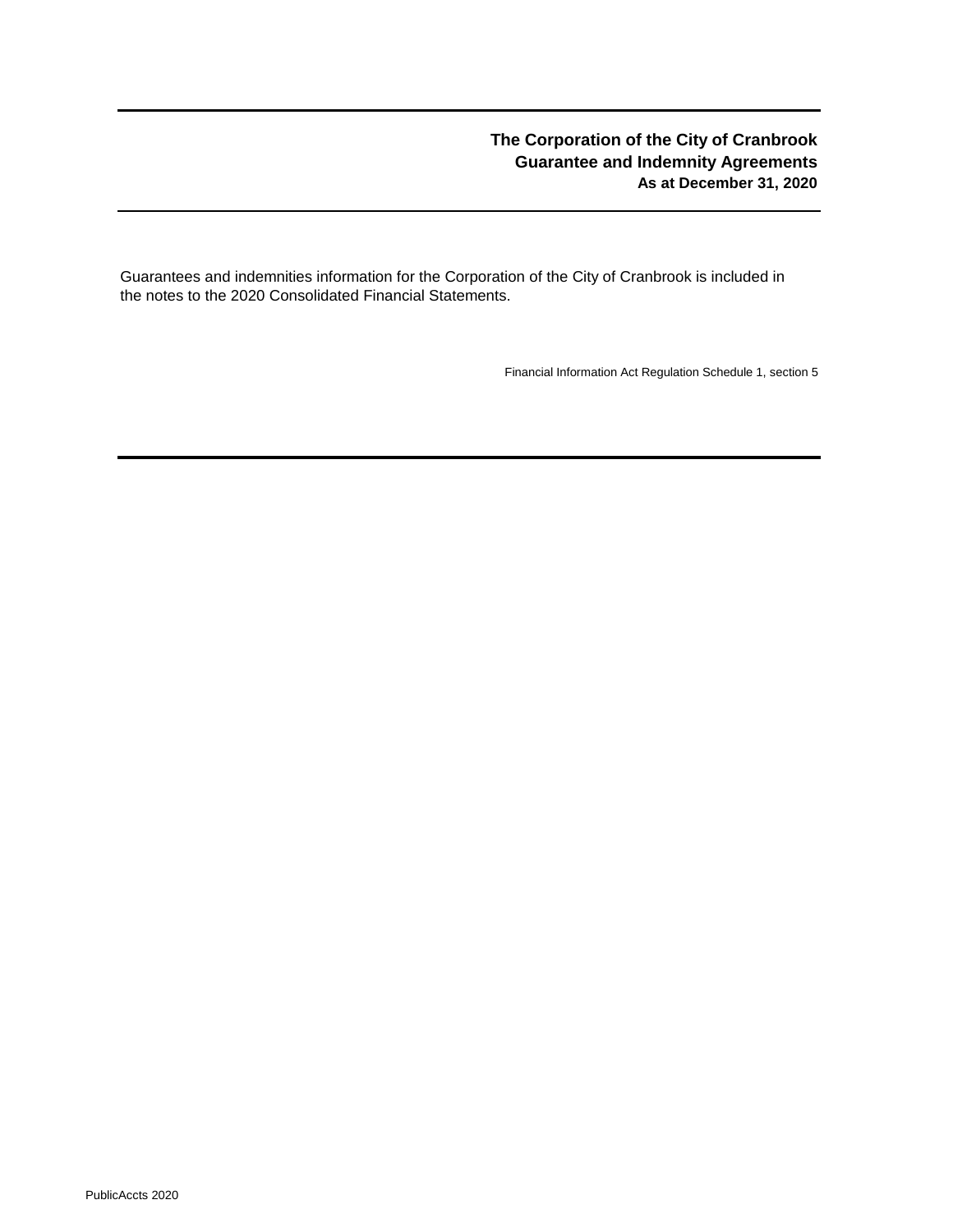**The Corporation of the City of Cranbrook**
**Guarantee and Indemnity Agreements**
**As at December 31, 2020**

Guarantees and indemnities information for the Corporation of the City of Cranbrook is included in the notes to the 2020 Consolidated Financial Statements.

Financial Information Act Regulation Schedule 1, section 5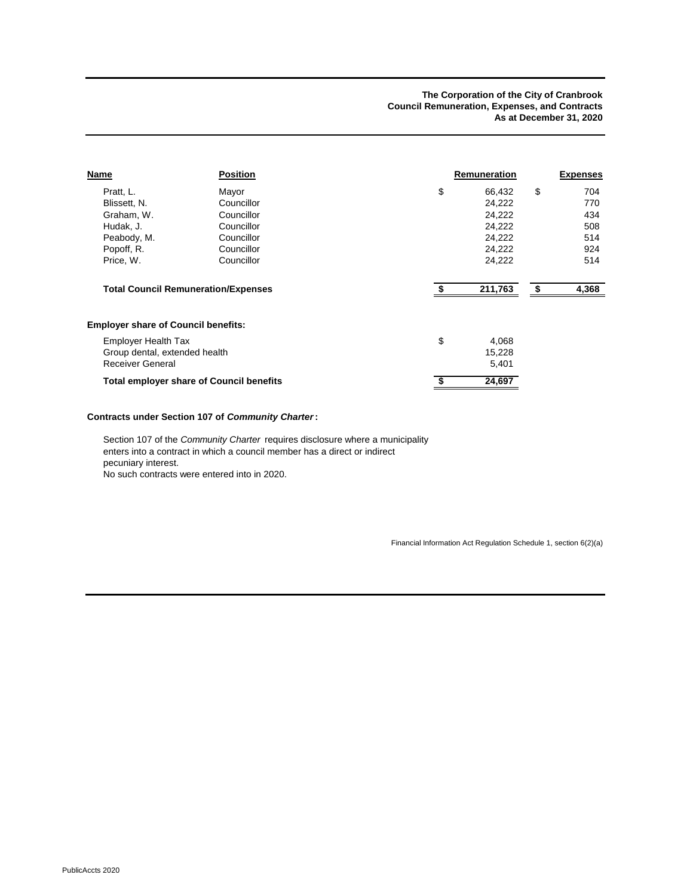**The Corporation of the City of Cranbrook**
**Council Remuneration, Expenses, and Contracts**
**As at December 31, 2020**

| Name | Position | Remuneration | Expenses |
|---|---|---|---|
| Pratt, L. | Mayor | $ 66,432 | $ 704 |
| Blissett, N. | Councillor | 24,222 | 770 |
| Graham, W. | Councillor | 24,222 | 434 |
| Hudak, J. | Councillor | 24,222 | 508 |
| Peabody, M. | Councillor | 24,222 | 514 |
| Popoff, R. | Councillor | 24,222 | 924 |
| Price, W. | Councillor | 24,222 | 514 |
| **Total Council Remuneration/Expenses** | | **$ 211,763** | **$ 4,368** |

**Employer share of Council benefits:**

| | |
|---|---|
| Employer Health Tax | $ 4,068 |
| Group dental, extended health | 15,228 |
| Receiver General | 5,401 |
| **Total employer share of Council benefits** | **$ 24,697** |

**Contracts under Section 107 of *Community Charter*:**

Section 107 of the *Community Charter* requires disclosure where a municipality enters into a contract in which a council member has a direct or indirect pecuniary interest.
No such contracts were entered into in 2020.

Financial Information Act Regulation Schedule 1, section 6(2)(a)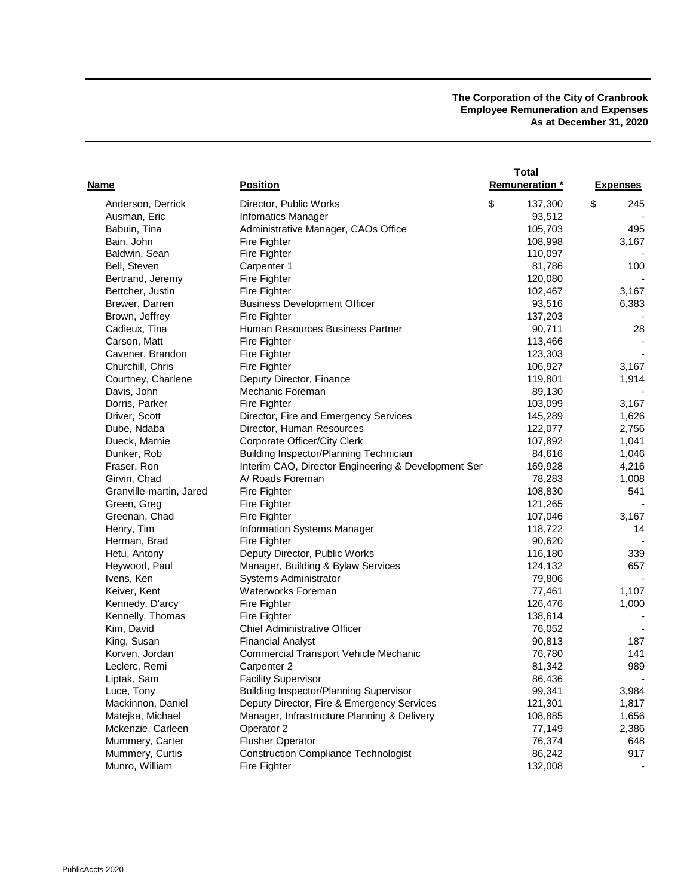**The Corporation of the City of Cranbrook**
**Employee Remuneration and Expenses**
**As at December 31, 2020**

| Name | Position | Total Remuneration * | Expenses |
|---|---|---|---|
| Anderson, Derrick | Director, Public Works | $ 137,300 | $ 245 |
| Ausman, Eric | Infomatics Manager | 93,512 | - |
| Babuin, Tina | Administrative Manager, CAOs Office | 105,703 | 495 |
| Bain, John | Fire Fighter | 108,998 | 3,167 |
| Baldwin, Sean | Fire Fighter | 110,097 | - |
| Bell, Steven | Carpenter 1 | 81,786 | 100 |
| Bertrand, Jeremy | Fire Fighter | 120,080 | - |
| Bettcher, Justin | Fire Fighter | 102,467 | 3,167 |
| Brewer, Darren | Business Development Officer | 93,516 | 6,383 |
| Brown, Jeffrey | Fire Fighter | 137,203 | - |
| Cadieux, Tina | Human Resources Business Partner | 90,711 | 28 |
| Carson, Matt | Fire Fighter | 113,466 | - |
| Cavener, Brandon | Fire Fighter | 123,303 | - |
| Churchill, Chris | Fire Fighter | 106,927 | 3,167 |
| Courtney, Charlene | Deputy Director, Finance | 119,801 | 1,914 |
| Davis, John | Mechanic Foreman | 89,130 | - |
| Dorris, Parker | Fire Fighter | 103,099 | 3,167 |
| Driver, Scott | Director, Fire and Emergency Services | 145,289 | 1,626 |
| Dube, Ndaba | Director, Human Resources | 122,077 | 2,756 |
| Dueck, Marnie | Corporate Officer/City Clerk | 107,892 | 1,041 |
| Dunker, Rob | Building Inspector/Planning Technician | 84,616 | 1,046 |
| Fraser, Ron | Interim CAO, Director Engineering & Development Ser | 169,928 | 4,216 |
| Girvin, Chad | A/ Roads Foreman | 78,283 | 1,008 |
| Granville-martin, Jared | Fire Fighter | 108,830 | 541 |
| Green, Greg | Fire Fighter | 121,265 | - |
| Greenan, Chad | Fire Fighter | 107,046 | 3,167 |
| Henry, Tim | Information Systems Manager | 118,722 | 14 |
| Herman, Brad | Fire Fighter | 90,620 | - |
| Hetu, Antony | Deputy Director, Public Works | 116,180 | 339 |
| Heywood, Paul | Manager, Building & Bylaw Services | 124,132 | 657 |
| Ivens, Ken | Systems Administrator | 79,806 | - |
| Keiver, Kent | Waterworks Foreman | 77,461 | 1,107 |
| Kennedy, D'arcy | Fire Fighter | 126,476 | 1,000 |
| Kennelly, Thomas | Fire Fighter | 138,614 | - |
| Kim, David | Chief Administrative Officer | 76,052 | - |
| King, Susan | Financial Analyst | 90,813 | 187 |
| Korven, Jordan | Commercial Transport Vehicle Mechanic | 76,780 | 141 |
| Leclerc, Remi | Carpenter 2 | 81,342 | 989 |
| Liptak, Sam | Facility Supervisor | 86,436 | - |
| Luce, Tony | Building Inspector/Planning Supervisor | 99,341 | 3,984 |
| Mackinnon, Daniel | Deputy Director, Fire & Emergency Services | 121,301 | 1,817 |
| Matejka, Michael | Manager, Infrastructure Planning & Delivery | 108,885 | 1,656 |
| Mckenzie, Carleen | Operator 2 | 77,149 | 2,386 |
| Mummery, Carter | Flusher Operator | 76,374 | 648 |
| Mummery, Curtis | Construction Compliance Technologist | 86,242 | 917 |
| Munro, William | Fire Fighter | 132,008 | - |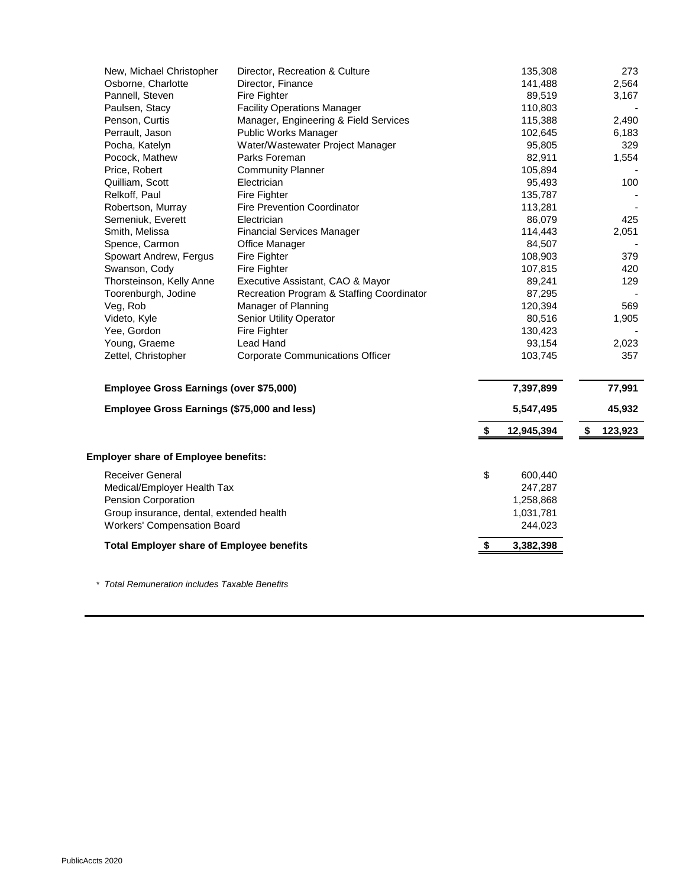| Name | Position | Total Remuneration* | Expenses |
|---|---|---|---|
| New, Michael Christopher | Director, Recreation & Culture | 135,308 | 273 |
| Osborne, Charlotte | Director, Finance | 141,488 | 2,564 |
| Pannell, Steven | Fire Fighter | 89,519 | 3,167 |
| Paulsen, Stacy | Facility Operations Manager | 110,803 | - |
| Penson, Curtis | Manager, Engineering & Field Services | 115,388 | 2,490 |
| Perrault, Jason | Public Works Manager | 102,645 | 6,183 |
| Pocha, Katelyn | Water/Wastewater Project Manager | 95,805 | 329 |
| Pocock, Mathew | Parks Foreman | 82,911 | 1,554 |
| Price, Robert | Community Planner | 105,894 | - |
| Quilliam, Scott | Electrician | 95,493 | 100 |
| Relkoff, Paul | Fire Fighter | 135,787 | - |
| Robertson, Murray | Fire Prevention Coordinator | 113,281 | - |
| Semeniuk, Everett | Electrician | 86,079 | 425 |
| Smith, Melissa | Financial Services Manager | 114,443 | 2,051 |
| Spence, Carmon | Office Manager | 84,507 | - |
| Spowart Andrew, Fergus | Fire Fighter | 108,903 | 379 |
| Swanson, Cody | Fire Fighter | 107,815 | 420 |
| Thorsteinson, Kelly Anne | Executive Assistant, CAO & Mayor | 89,241 | 129 |
| Toorenburgh, Jodine | Recreation Program & Staffing Coordinator | 87,295 | - |
| Veg, Rob | Manager of Planning | 120,394 | 569 |
| Videto, Kyle | Senior Utility Operator | 80,516 | 1,905 |
| Yee, Gordon | Fire Fighter | 130,423 | - |
| Young, Graeme | Lead Hand | 93,154 | 2,023 |
| Zettel, Christopher | Corporate Communications Officer | 103,745 | 357 |
| **Employee Gross Earnings (over $75,000)** | | **7,397,899** | **77,991** |
| **Employee Gross Earnings ($75,000 and less)** | | **5,547,495** | **45,932** |
| | | **$ 12,945,394** | **$ 123,923** |

**Employer share of Employee benefits:**

| Item | Amount |
|---|---|
| Receiver General | $ 600,440 |
| Medical/Employer Health Tax | 247,287 |
| Pension Corporation | 1,258,868 |
| Group insurance, dental, extended health | 1,031,781 |
| Workers' Compensation Board | 244,023 |
| **Total Employer share of Employee benefits** | **$ 3,382,398** |

*\* Total Remuneration includes Taxable Benefits*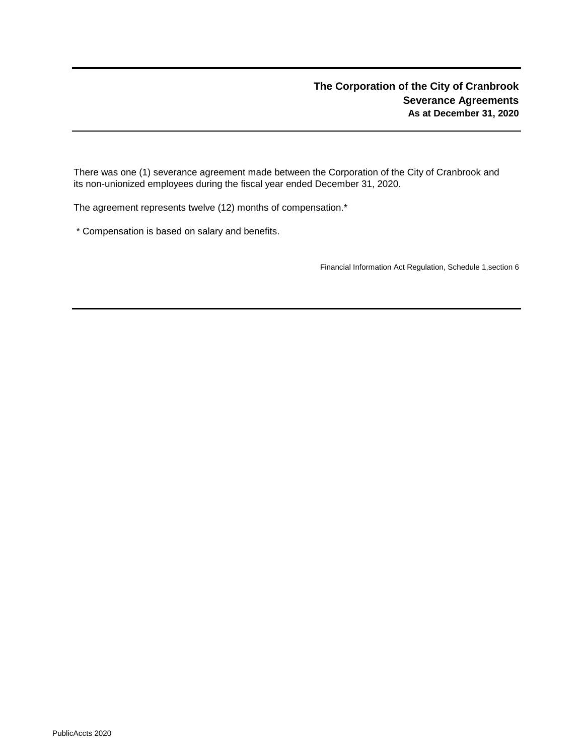## The Corporation of the City of Cranbrook
## Severance Agreements
### As at December 31, 2020

There was one (1) severance agreement made between the Corporation of the City of Cranbrook and its non-unionized employees during the fiscal year ended December 31, 2020.

The agreement represents twelve (12) months of compensation.*

* Compensation is based on salary and benefits.

Financial Information Act Regulation, Schedule 1,section 6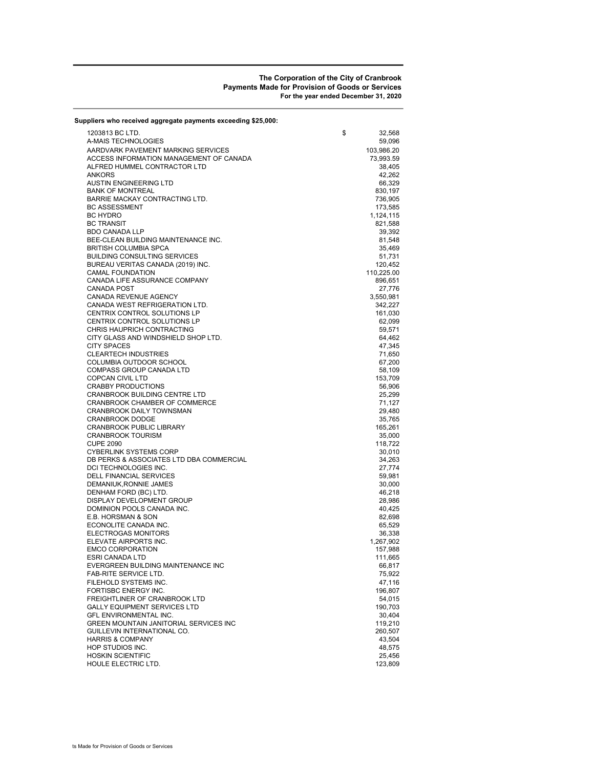**The Corporation of the City of Cranbrook**
**Payments Made for Provision of Goods or Services**
**For the year ended December 31, 2020**

**Suppliers who received aggregate payments exceeding $25,000:**

| Supplier | Amount |
|---|---|
| 1203813 BC LTD. | $ 32,568 |
| A-MAIS TECHNOLOGIES | 59,096 |
| AARDVARK PAVEMENT MARKING SERVICES | 103,986.20 |
| ACCESS INFORMATION MANAGEMENT OF CANADA | 73,993.59 |
| ALFRED HUMMEL CONTRACTOR LTD | 38,405 |
| ANKORS | 42,262 |
| AUSTIN ENGINEERING LTD | 66,329 |
| BANK OF MONTREAL | 830,197 |
| BARRIE MACKAY CONTRACTING LTD. | 736,905 |
| BC ASSESSMENT | 173,585 |
| BC HYDRO | 1,124,115 |
| BC TRANSIT | 821,588 |
| BDO CANADA LLP | 39,392 |
| BEE-CLEAN BUILDING MAINTENANCE INC. | 81,548 |
| BRITISH COLUMBIA SPCA | 35,469 |
| BUILDING CONSULTING SERVICES | 51,731 |
| BUREAU VERITAS CANADA (2019) INC. | 120,452 |
| CAMAL FOUNDATION | 110,225.00 |
| CANADA LIFE ASSURANCE COMPANY | 896,651 |
| CANADA POST | 27,776 |
| CANADA REVENUE AGENCY | 3,550,981 |
| CANADA WEST REFRIGERATION LTD. | 342,227 |
| CENTRIX CONTROL SOLUTIONS LP | 161,030 |
| CENTRIX CONTROL SOLUTIONS LP | 62,099 |
| CHRIS HAUPRICH CONTRACTING | 59,571 |
| CITY GLASS AND WINDSHIELD SHOP LTD. | 64,462 |
| CITY SPACES | 47,345 |
| CLEARTECH INDUSTRIES | 71,650 |
| COLUMBIA OUTDOOR SCHOOL | 67,200 |
| COMPASS GROUP CANADA LTD | 58,109 |
| COPCAN CIVIL LTD | 153,709 |
| CRABBY PRODUCTIONS | 56,906 |
| CRANBROOK BUILDING CENTRE LTD | 25,299 |
| CRANBROOK CHAMBER OF COMMERCE | 71,127 |
| CRANBROOK DAILY TOWNSMAN | 29,480 |
| CRANBROOK DODGE | 35,765 |
| CRANBROOK PUBLIC LIBRARY | 165,261 |
| CRANBROOK TOURISM | 35,000 |
| CUPE 2090 | 118,722 |
| CYBERLINK SYSTEMS CORP | 30,010 |
| DB PERKS & ASSOCIATES LTD DBA COMMERCIAL | 34,263 |
| DCI TECHNOLOGIES INC. | 27,774 |
| DELL FINANCIAL SERVICES | 59,981 |
| DEMANIUK,RONNIE JAMES | 30,000 |
| DENHAM FORD (BC) LTD. | 46,218 |
| DISPLAY DEVELOPMENT GROUP | 28,986 |
| DOMINION POOLS CANADA INC. | 40,425 |
| E.B. HORSMAN & SON | 82,698 |
| ECONOLITE CANADA INC. | 65,529 |
| ELECTROGAS MONITORS | 36,338 |
| ELEVATE AIRPORTS INC. | 1,267,902 |
| EMCO CORPORATION | 157,988 |
| ESRI CANADA LTD | 111,665 |
| EVERGREEN BUILDING MAINTENANCE INC | 66,817 |
| FAB-RITE SERVICE LTD. | 75,922 |
| FILEHOLD SYSTEMS INC. | 47,116 |
| FORTISBC ENERGY INC. | 196,807 |
| FREIGHTLINER OF CRANBROOK LTD | 54,015 |
| GALLY EQUIPMENT SERVICES LTD | 190,703 |
| GFL ENVIRONMENTAL INC. | 30,404 |
| GREEN MOUNTAIN JANITORIAL SERVICES INC | 119,210 |
| GUILLEVIN INTERNATIONAL CO. | 260,507 |
| HARRIS & COMPANY | 43,504 |
| HOP STUDIOS INC. | 48,575 |
| HOSKIN SCIENTIFIC | 25,456 |
| HOULE ELECTRIC LTD. | 123,809 |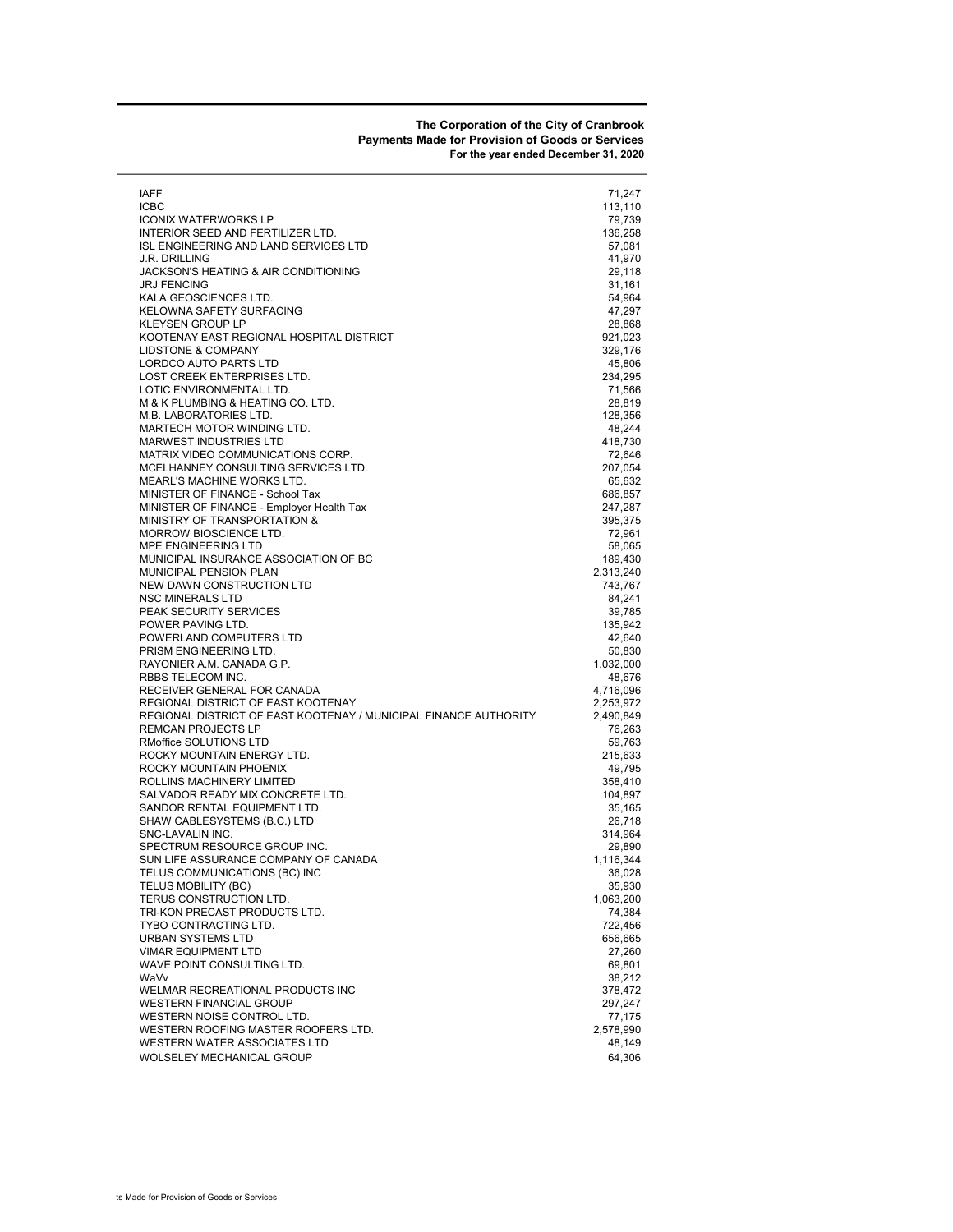**The Corporation of the City of Cranbrook**
**Payments Made for Provision of Goods or Services**
**For the year ended December 31, 2020**

| | |
|---|---|
| IAFF | 71,247 |
| ICBC | 113,110 |
| ICONIX WATERWORKS LP | 79,739 |
| INTERIOR SEED AND FERTILIZER LTD. | 136,258 |
| ISL ENGINEERING AND LAND SERVICES LTD | 57,081 |
| J.R. DRILLING | 41,970 |
| JACKSON'S HEATING & AIR CONDITIONING | 29,118 |
| JRJ FENCING | 31,161 |
| KALA GEOSCIENCES LTD. | 54,964 |
| KELOWNA SAFETY SURFACING | 47,297 |
| KLEYSEN GROUP LP | 28,868 |
| KOOTENAY EAST REGIONAL HOSPITAL DISTRICT | 921,023 |
| LIDSTONE & COMPANY | 329,176 |
| LORDCO AUTO PARTS LTD | 45,806 |
| LOST CREEK ENTERPRISES LTD. | 234,295 |
| LOTIC ENVIRONMENTAL LTD. | 71,566 |
| M & K PLUMBING & HEATING CO. LTD. | 28,819 |
| M.B. LABORATORIES LTD. | 128,356 |
| MARTECH MOTOR WINDING LTD. | 48,244 |
| MARWEST INDUSTRIES LTD | 418,730 |
| MATRIX VIDEO COMMUNICATIONS CORP. | 72,646 |
| MCELHANNEY CONSULTING SERVICES LTD. | 207,054 |
| MEARL'S MACHINE WORKS LTD. | 65,632 |
| MINISTER OF FINANCE - School Tax | 686,857 |
| MINISTER OF FINANCE - Employer Health Tax | 247,287 |
| MINISTRY OF TRANSPORTATION & | 395,375 |
| MORROW BIOSCIENCE LTD. | 72,961 |
| MPE ENGINEERING LTD | 58,065 |
| MUNICIPAL INSURANCE ASSOCIATION OF BC | 189,430 |
| MUNICIPAL PENSION PLAN | 2,313,240 |
| NEW DAWN CONSTRUCTION LTD | 743,767 |
| NSC MINERALS LTD | 84,241 |
| PEAK SECURITY SERVICES | 39,785 |
| POWER PAVING LTD. | 135,942 |
| POWERLAND COMPUTERS LTD | 42,640 |
| PRISM ENGINEERING LTD. | 50,830 |
| RAYONIER A.M. CANADA G.P. | 1,032,000 |
| RBBS TELECOM INC. | 48,676 |
| RECEIVER GENERAL FOR CANADA | 4,716,096 |
| REGIONAL DISTRICT OF EAST KOOTENAY | 2,253,972 |
| REGIONAL DISTRICT OF EAST KOOTENAY / MUNICIPAL FINANCE AUTHORITY | 2,490,849 |
| REMCAN PROJECTS LP | 76,263 |
| RMoffice SOLUTIONS LTD | 59,763 |
| ROCKY MOUNTAIN ENERGY LTD. | 215,633 |
| ROCKY MOUNTAIN PHOENIX | 49,795 |
| ROLLINS MACHINERY LIMITED | 358,410 |
| SALVADOR READY MIX CONCRETE LTD. | 104,897 |
| SANDOR RENTAL EQUIPMENT LTD. | 35,165 |
| SHAW CABLESYSTEMS (B.C.) LTD | 26,718 |
| SNC-LAVALIN INC. | 314,964 |
| SPECTRUM RESOURCE GROUP INC. | 29,890 |
| SUN LIFE ASSURANCE COMPANY OF CANADA | 1,116,344 |
| TELUS COMMUNICATIONS (BC) INC | 36,028 |
| TELUS MOBILITY (BC) | 35,930 |
| TERUS CONSTRUCTION LTD. | 1,063,200 |
| TRI-KON PRECAST PRODUCTS LTD. | 74,384 |
| TYBO CONTRACTING LTD. | 722,456 |
| URBAN SYSTEMS LTD | 656,665 |
| VIMAR EQUIPMENT LTD | 27,260 |
| WAVE POINT CONSULTING LTD. | 69,801 |
| WaVv | 38,212 |
| WELMAR RECREATIONAL PRODUCTS INC | 378,472 |
| WESTERN FINANCIAL GROUP | 297,247 |
| WESTERN NOISE CONTROL LTD. | 77,175 |
| WESTERN ROOFING MASTER ROOFERS LTD. | 2,578,990 |
| WESTERN WATER ASSOCIATES LTD | 48,149 |
| WOLSELEY MECHANICAL GROUP | 64,306 |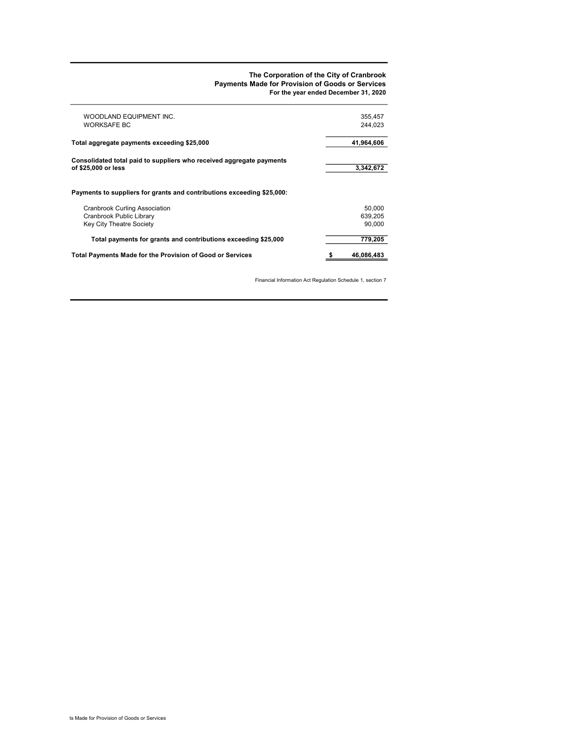**The Corporation of the City of Cranbrook**
**Payments Made for Provision of Goods or Services**
**For the year ended December 31, 2020**

| | |
|---|---|
| WOODLAND EQUIPMENT INC. | 355,457 |
| WORKSAFE BC | 244,023 |
| **Total aggregate payments exceeding $25,000** | **41,964,606** |
| **Consolidated total paid to suppliers who received aggregate payments of $25,000 or less** | **3,342,672** |
| | |
| **Payments to suppliers for grants and contributions exceeding $25,000:** | |
| Cranbrook Curling Association | 50,000 |
| Cranbrook Public Library | 639,205 |
| Key City Theatre Society | 90,000 |
| **Total payments for grants and contributions exceeding $25,000** | **779,205** |
| **Total Payments Made for the Provision of Good or Services** | **$ 46,086,483** |

Financial Information Act Regulation Schedule 1, section 7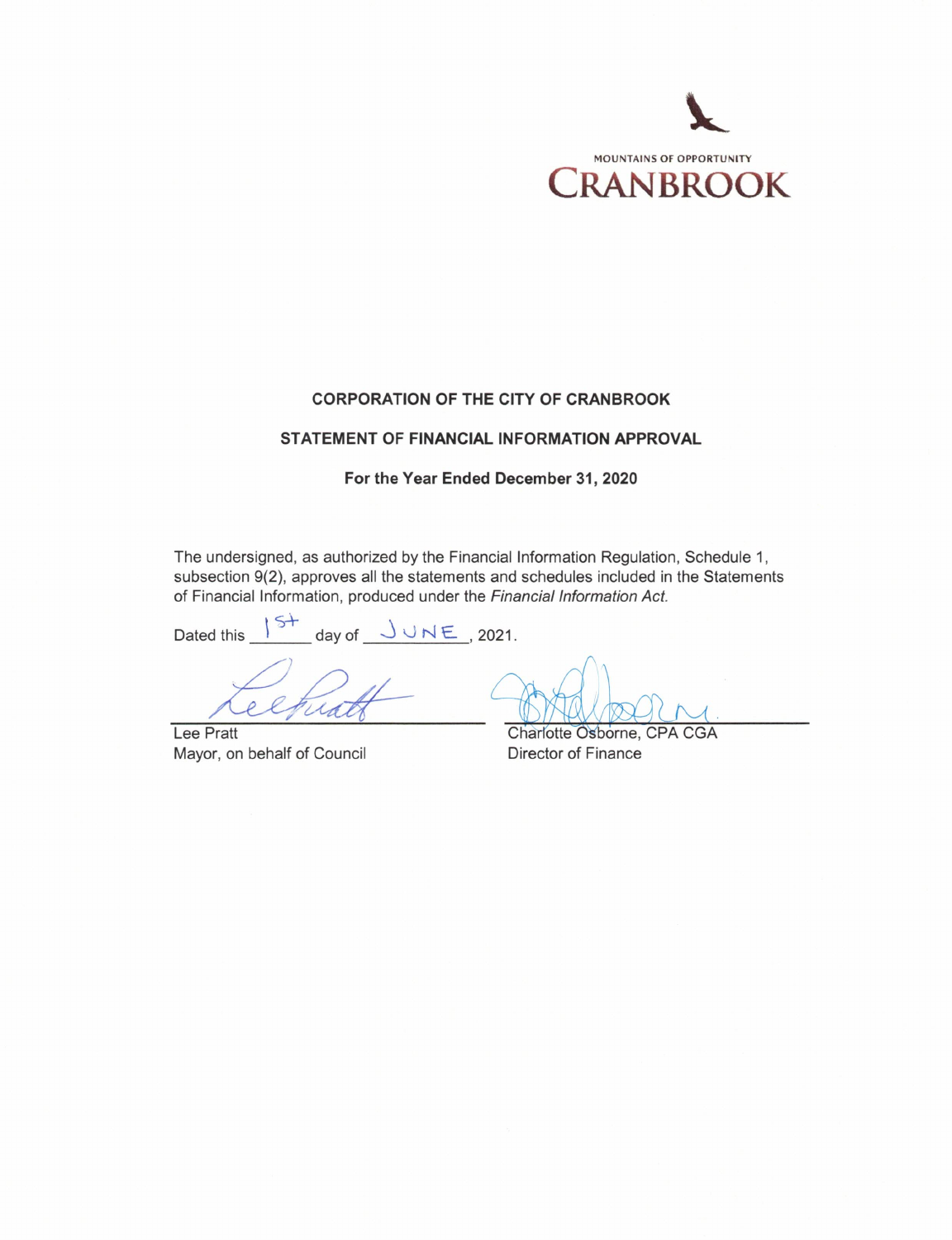MOUNTAINS OF OPPORTUNITY

CRANBROOK

**CORPORATION OF THE CITY OF CRANBROOK**

**STATEMENT OF FINANCIAL INFORMATION APPROVAL**

**For the Year Ended December 31, 2020**

The undersigned, as authorized by the Financial Information Regulation, Schedule 1, subsection 9(2), approves all the statements and schedules included in the Statements of Financial Information, produced under the *Financial Information Act.*

Dated this 1st day of JUNE, 2021.

Lee Pratt
Mayor, on behalf of Council

Charlotte Osborne, CPA CGA
Director of Finance